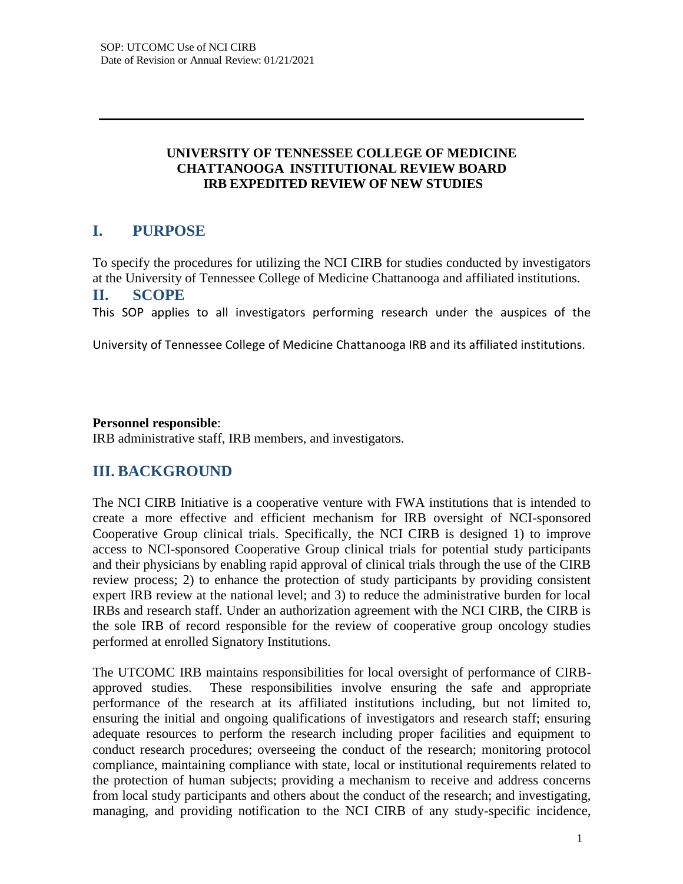**UNIVERSITY OF TENNESSEE COLLEGE OF MEDICINE CHATTANOOGA INSTITUTIONAL REVIEW BOARD IRB EXPEDITED REVIEW OF NEW STUDIES**

## I. PURPOSE

To specify the procedures for utilizing the NCI CIRB for studies conducted by investigators at the University of Tennessee College of Medicine Chattanooga and affiliated institutions.

## II. SCOPE

This SOP applies to all investigators performing research under the auspices of the University of Tennessee College of Medicine Chattanooga IRB and its affiliated institutions.

**Personnel responsible**:
IRB administrative staff, IRB members, and investigators.

## III. BACKGROUND

The NCI CIRB Initiative is a cooperative venture with FWA institutions that is intended to create a more effective and efficient mechanism for IRB oversight of NCI-sponsored Cooperative Group clinical trials. Specifically, the NCI CIRB is designed 1) to improve access to NCI-sponsored Cooperative Group clinical trials for potential study participants and their physicians by enabling rapid approval of clinical trials through the use of the CIRB review process; 2) to enhance the protection of study participants by providing consistent expert IRB review at the national level; and 3) to reduce the administrative burden for local IRBs and research staff. Under an authorization agreement with the NCI CIRB, the CIRB is the sole IRB of record responsible for the review of cooperative group oncology studies performed at enrolled Signatory Institutions.

The UTCOMC IRB maintains responsibilities for local oversight of performance of CIRB-approved studies. These responsibilities involve ensuring the safe and appropriate performance of the research at its affiliated institutions including, but not limited to, ensuring the initial and ongoing qualifications of investigators and research staff; ensuring adequate resources to perform the research including proper facilities and equipment to conduct research procedures; overseeing the conduct of the research; monitoring protocol compliance, maintaining compliance with state, local or institutional requirements related to the protection of human subjects; providing a mechanism to receive and address concerns from local study participants and others about the conduct of the research; and investigating, managing, and providing notification to the NCI CIRB of any study-specific incidence,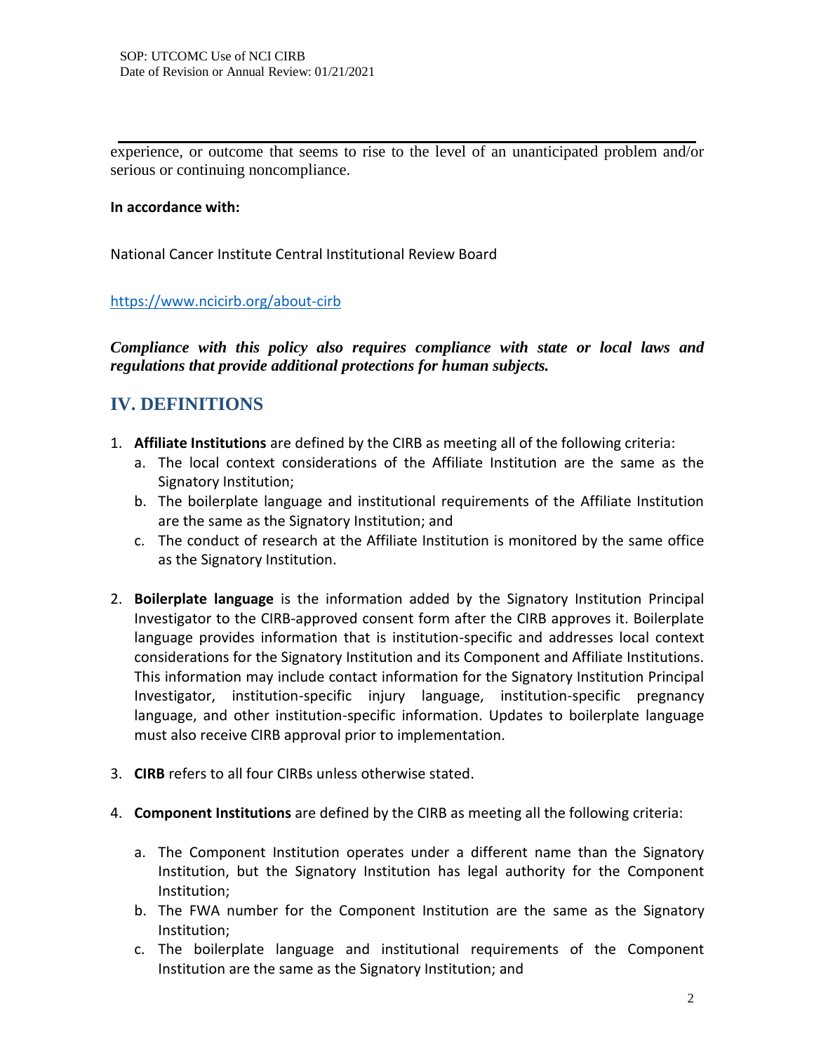experience, or outcome that seems to rise to the level of an unanticipated problem and/or serious or continuing noncompliance.

**In accordance with:**

National Cancer Institute Central Institutional Review Board

https://www.ncicirb.org/about-cirb

***Compliance with this policy also requires compliance with state or local laws and regulations that provide additional protections for human subjects.***

## IV. DEFINITIONS

1. **Affiliate Institutions** are defined by the CIRB as meeting all of the following criteria:
   a. The local context considerations of the Affiliate Institution are the same as the Signatory Institution;
   b. The boilerplate language and institutional requirements of the Affiliate Institution are the same as the Signatory Institution; and
   c. The conduct of research at the Affiliate Institution is monitored by the same office as the Signatory Institution.

2. **Boilerplate language** is the information added by the Signatory Institution Principal Investigator to the CIRB-approved consent form after the CIRB approves it. Boilerplate language provides information that is institution-specific and addresses local context considerations for the Signatory Institution and its Component and Affiliate Institutions. This information may include contact information for the Signatory Institution Principal Investigator, institution-specific injury language, institution-specific pregnancy language, and other institution-specific information. Updates to boilerplate language must also receive CIRB approval prior to implementation.

3. **CIRB** refers to all four CIRBs unless otherwise stated.

4. **Component Institutions** are defined by the CIRB as meeting all the following criteria:

   a. The Component Institution operates under a different name than the Signatory Institution, but the Signatory Institution has legal authority for the Component Institution;
   b. The FWA number for the Component Institution are the same as the Signatory Institution;
   c. The boilerplate language and institutional requirements of the Component Institution are the same as the Signatory Institution; and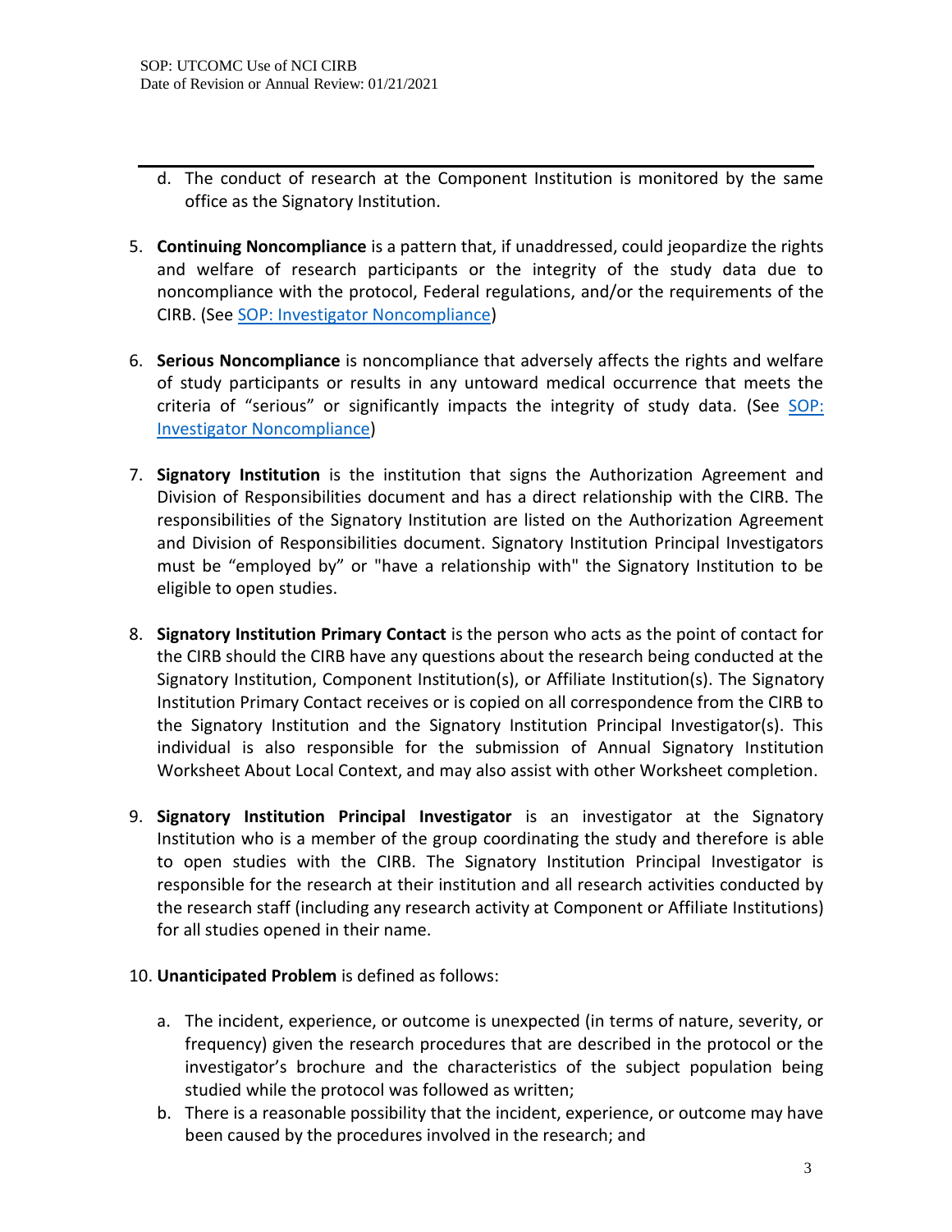d. The conduct of research at the Component Institution is monitored by the same office as the Signatory Institution.

5. **Continuing Noncompliance** is a pattern that, if unaddressed, could jeopardize the rights and welfare of research participants or the integrity of the study data due to noncompliance with the protocol, Federal regulations, and/or the requirements of the CIRB. (See SOP: Investigator Noncompliance)

6. **Serious Noncompliance** is noncompliance that adversely affects the rights and welfare of study participants or results in any untoward medical occurrence that meets the criteria of "serious" or significantly impacts the integrity of study data. (See SOP: Investigator Noncompliance)

7. **Signatory Institution** is the institution that signs the Authorization Agreement and Division of Responsibilities document and has a direct relationship with the CIRB. The responsibilities of the Signatory Institution are listed on the Authorization Agreement and Division of Responsibilities document. Signatory Institution Principal Investigators must be "employed by" or "have a relationship with" the Signatory Institution to be eligible to open studies.

8. **Signatory Institution Primary Contact** is the person who acts as the point of contact for the CIRB should the CIRB have any questions about the research being conducted at the Signatory Institution, Component Institution(s), or Affiliate Institution(s). The Signatory Institution Primary Contact receives or is copied on all correspondence from the CIRB to the Signatory Institution and the Signatory Institution Principal Investigator(s). This individual is also responsible for the submission of Annual Signatory Institution Worksheet About Local Context, and may also assist with other Worksheet completion.

9. **Signatory Institution Principal Investigator** is an investigator at the Signatory Institution who is a member of the group coordinating the study and therefore is able to open studies with the CIRB. The Signatory Institution Principal Investigator is responsible for the research at their institution and all research activities conducted by the research staff (including any research activity at Component or Affiliate Institutions) for all studies opened in their name.

10. **Unanticipated Problem** is defined as follows:

    a. The incident, experience, or outcome is unexpected (in terms of nature, severity, or frequency) given the research procedures that are described in the protocol or the investigator's brochure and the characteristics of the subject population being studied while the protocol was followed as written;
    b. There is a reasonable possibility that the incident, experience, or outcome may have been caused by the procedures involved in the research; and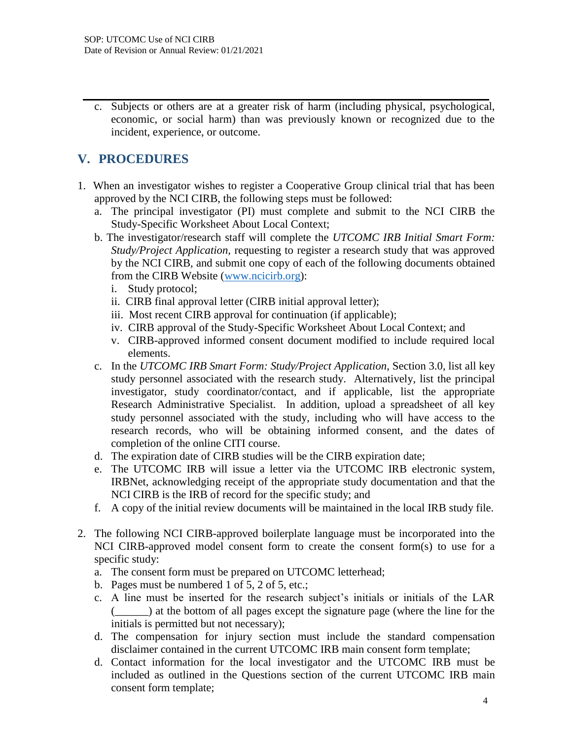c. Subjects or others are at a greater risk of harm (including physical, psychological, economic, or social harm) than was previously known or recognized due to the incident, experience, or outcome.

## V. PROCEDURES

1. When an investigator wishes to register a Cooperative Group clinical trial that has been approved by the NCI CIRB, the following steps must be followed:
   a. The principal investigator (PI) must complete and submit to the NCI CIRB the Study-Specific Worksheet About Local Context;
   b. The investigator/research staff will complete the *UTCOMC IRB Initial Smart Form: Study/Project Application,* requesting to register a research study that was approved by the NCI CIRB, and submit one copy of each of the following documents obtained from the CIRB Website (www.ncicirb.org):
      i. Study protocol;
      ii. CIRB final approval letter (CIRB initial approval letter);
      iii. Most recent CIRB approval for continuation (if applicable);
      iv. CIRB approval of the Study-Specific Worksheet About Local Context; and
      v. CIRB-approved informed consent document modified to include required local elements.
   c. In the *UTCOMC IRB Smart Form: Study/Project Application*, Section 3.0, list all key study personnel associated with the research study. Alternatively, list the principal investigator, study coordinator/contact, and if applicable, list the appropriate Research Administrative Specialist. In addition, upload a spreadsheet of all key study personnel associated with the study, including who will have access to the research records, who will be obtaining informed consent, and the dates of completion of the online CITI course.
   d. The expiration date of CIRB studies will be the CIRB expiration date;
   e. The UTCOMC IRB will issue a letter via the UTCOMC IRB electronic system, IRBNet, acknowledging receipt of the appropriate study documentation and that the NCI CIRB is the IRB of record for the specific study; and
   f. A copy of the initial review documents will be maintained in the local IRB study file.

2. The following NCI CIRB-approved boilerplate language must be incorporated into the NCI CIRB-approved model consent form to create the consent form(s) to use for a specific study:
   a. The consent form must be prepared on UTCOMC letterhead;
   b. Pages must be numbered 1 of 5, 2 of 5, etc.;
   c. A line must be inserted for the research subject's initials or initials of the LAR (______) at the bottom of all pages except the signature page (where the line for the initials is permitted but not necessary);
   d. The compensation for injury section must include the standard compensation disclaimer contained in the current UTCOMC IRB main consent form template;
   d. Contact information for the local investigator and the UTCOMC IRB must be included as outlined in the Questions section of the current UTCOMC IRB main consent form template;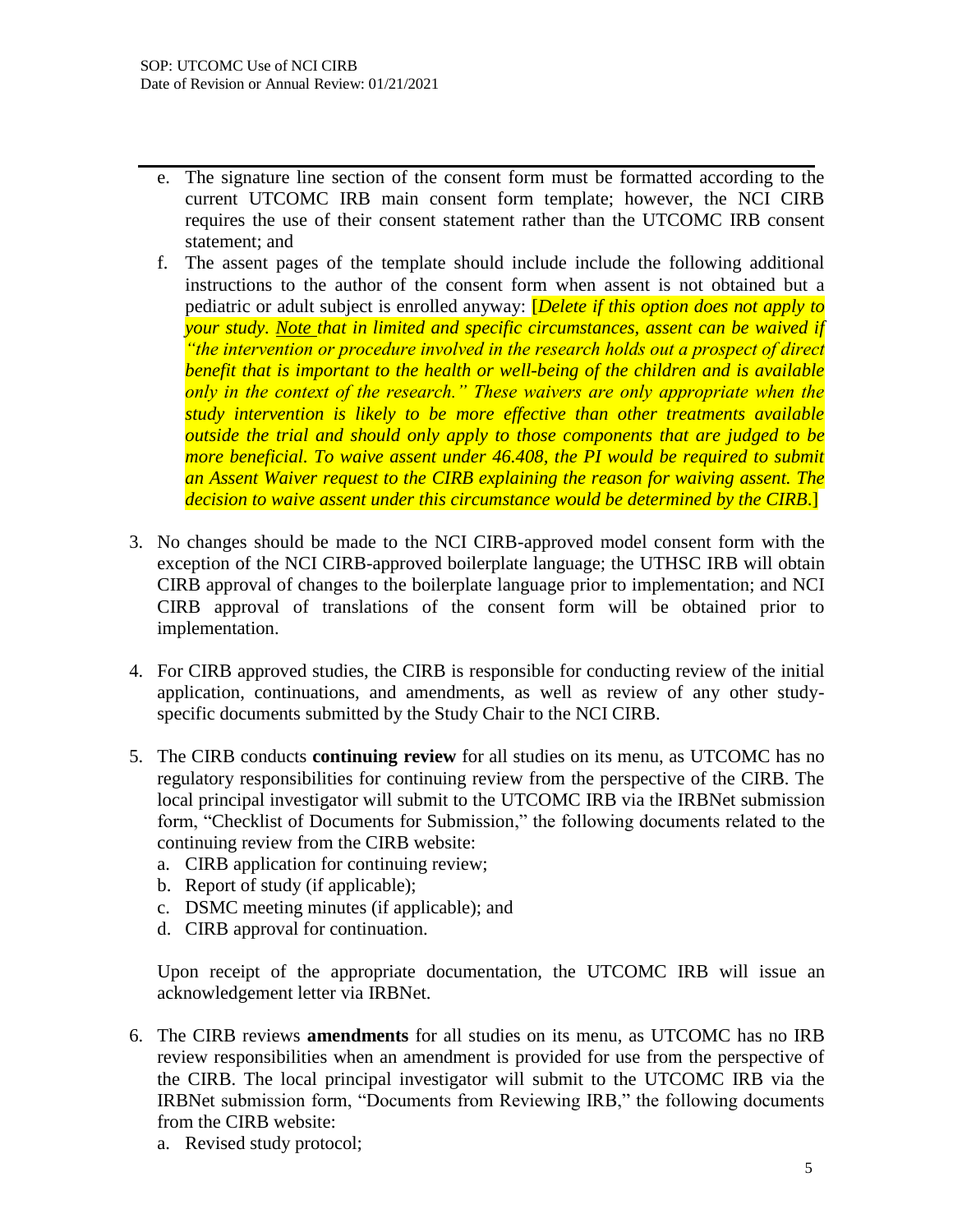e. The signature line section of the consent form must be formatted according to the current UTCOMC IRB main consent form template; however, the NCI CIRB requires the use of their consent statement rather than the UTCOMC IRB consent statement; and

f. The assent pages of the template should include include the following additional instructions to the author of the consent form when assent is not obtained but a pediatric or adult subject is enrolled anyway: [*Delete if this option does not apply to your study. Note that in limited and specific circumstances, assent can be waived if "the intervention or procedure involved in the research holds out a prospect of direct benefit that is important to the health or well-being of the children and is available only in the context of the research." These waivers are only appropriate when the study intervention is likely to be more effective than other treatments available outside the trial and should only apply to those components that are judged to be more beneficial. To waive assent under 46.408, the PI would be required to submit an Assent Waiver request to the CIRB explaining the reason for waiving assent. The decision to waive assent under this circumstance would be determined by the CIRB.*]

3. No changes should be made to the NCI CIRB-approved model consent form with the exception of the NCI CIRB-approved boilerplate language; the UTHSC IRB will obtain CIRB approval of changes to the boilerplate language prior to implementation; and NCI CIRB approval of translations of the consent form will be obtained prior to implementation.

4. For CIRB approved studies, the CIRB is responsible for conducting review of the initial application, continuations, and amendments, as well as review of any other study-specific documents submitted by the Study Chair to the NCI CIRB.

5. The CIRB conducts **continuing review** for all studies on its menu, as UTCOMC has no regulatory responsibilities for continuing review from the perspective of the CIRB. The local principal investigator will submit to the UTCOMC IRB via the IRBNet submission form, "Checklist of Documents for Submission," the following documents related to the continuing review from the CIRB website:
   a. CIRB application for continuing review;
   b. Report of study (if applicable);
   c. DSMC meeting minutes (if applicable); and
   d. CIRB approval for continuation.

   Upon receipt of the appropriate documentation, the UTCOMC IRB will issue an acknowledgement letter via IRBNet.

6. The CIRB reviews **amendments** for all studies on its menu, as UTCOMC has no IRB review responsibilities when an amendment is provided for use from the perspective of the CIRB. The local principal investigator will submit to the UTCOMC IRB via the IRBNet submission form, "Documents from Reviewing IRB," the following documents from the CIRB website:
   a. Revised study protocol;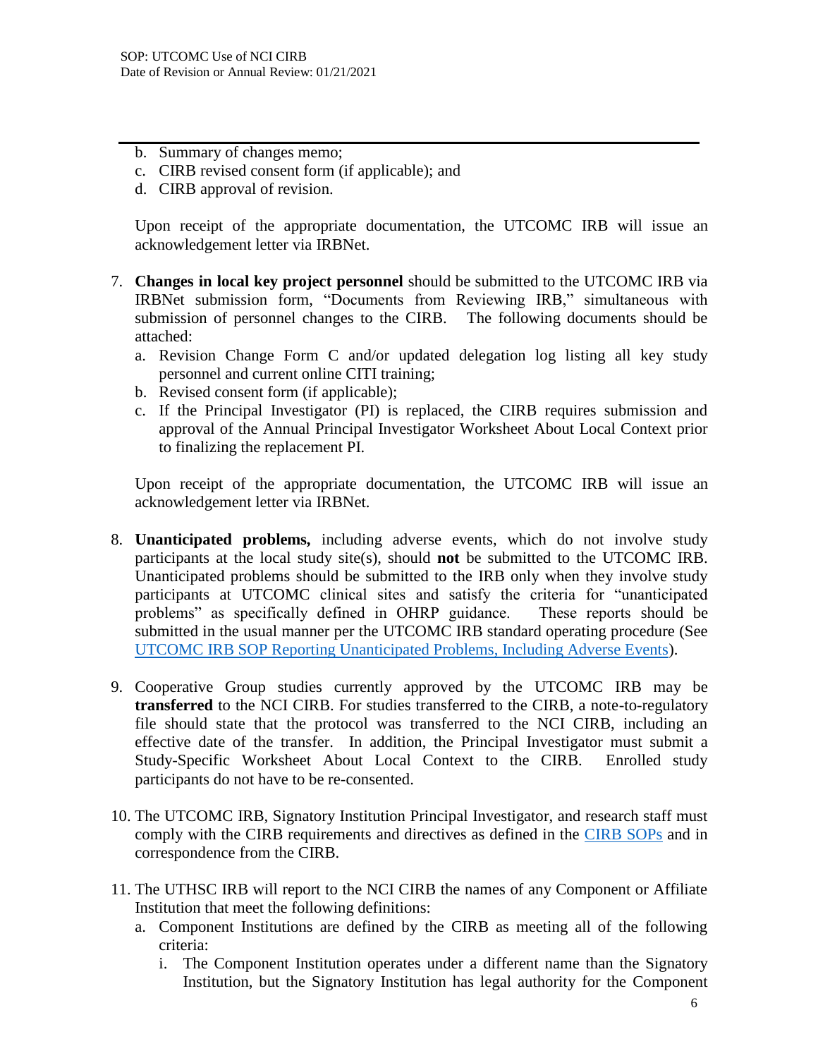b. Summary of changes memo;
c. CIRB revised consent form (if applicable); and
d. CIRB approval of revision.

Upon receipt of the appropriate documentation, the UTCOMC IRB will issue an acknowledgement letter via IRBNet.

7. **Changes in local key project personnel** should be submitted to the UTCOMC IRB via IRBNet submission form, "Documents from Reviewing IRB," simultaneous with submission of personnel changes to the CIRB. The following documents should be attached:
   a. Revision Change Form C and/or updated delegation log listing all key study personnel and current online CITI training;
   b. Revised consent form (if applicable);
   c. If the Principal Investigator (PI) is replaced, the CIRB requires submission and approval of the Annual Principal Investigator Worksheet About Local Context prior to finalizing the replacement PI.

   Upon receipt of the appropriate documentation, the UTCOMC IRB will issue an acknowledgement letter via IRBNet.

8. **Unanticipated problems,** including adverse events, which do not involve study participants at the local study site(s), should **not** be submitted to the UTCOMC IRB. Unanticipated problems should be submitted to the IRB only when they involve study participants at UTCOMC clinical sites and satisfy the criteria for "unanticipated problems" as specifically defined in OHRP guidance. These reports should be submitted in the usual manner per the UTCOMC IRB standard operating procedure (See [UTCOMC IRB SOP Reporting Unanticipated Problems, Including Adverse Events](UTCOMC IRB SOP Reporting Unanticipated Problems, Including Adverse Events)).

9. Cooperative Group studies currently approved by the UTCOMC IRB may be **transferred** to the NCI CIRB. For studies transferred to the CIRB, a note-to-regulatory file should state that the protocol was transferred to the NCI CIRB, including an effective date of the transfer. In addition, the Principal Investigator must submit a Study-Specific Worksheet About Local Context to the CIRB. Enrolled study participants do not have to be re-consented.

10. The UTCOMC IRB, Signatory Institution Principal Investigator, and research staff must comply with the CIRB requirements and directives as defined in the [CIRB SOPs](CIRB SOPs) and in correspondence from the CIRB.

11. The UTHSC IRB will report to the NCI CIRB the names of any Component or Affiliate Institution that meet the following definitions:
    a. Component Institutions are defined by the CIRB as meeting all of the following criteria:
       i. The Component Institution operates under a different name than the Signatory Institution, but the Signatory Institution has legal authority for the Component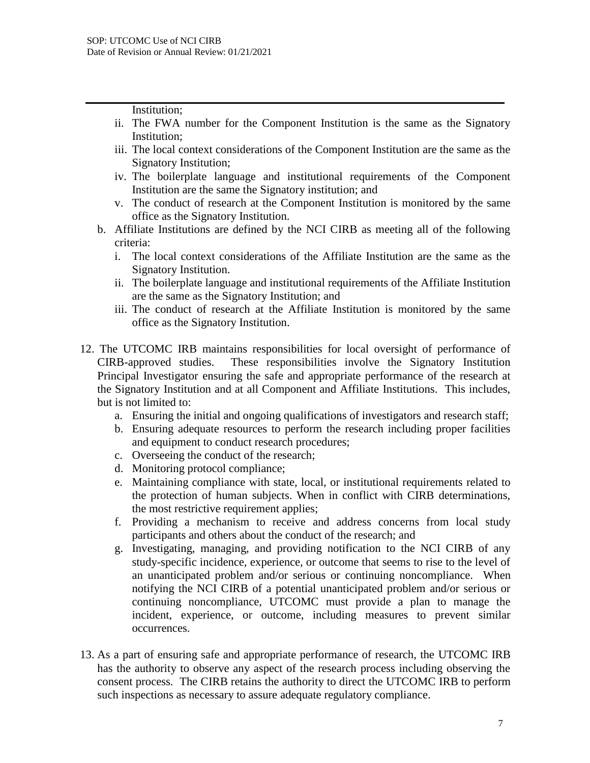Institution;

   - ii. The FWA number for the Component Institution is the same as the Signatory Institution;
   - iii. The local context considerations of the Component Institution are the same as the Signatory Institution;
   - iv. The boilerplate language and institutional requirements of the Component Institution are the same the Signatory institution; and
   - v. The conduct of research at the Component Institution is monitored by the same office as the Signatory Institution.

b. Affiliate Institutions are defined by the NCI CIRB as meeting all of the following criteria:
   - i. The local context considerations of the Affiliate Institution are the same as the Signatory Institution.
   - ii. The boilerplate language and institutional requirements of the Affiliate Institution are the same as the Signatory Institution; and
   - iii. The conduct of research at the Affiliate Institution is monitored by the same office as the Signatory Institution.

12. The UTCOMC IRB maintains responsibilities for local oversight of performance of CIRB-approved studies. These responsibilities involve the Signatory Institution Principal Investigator ensuring the safe and appropriate performance of the research at the Signatory Institution and at all Component and Affiliate Institutions. This includes, but is not limited to:
    - a. Ensuring the initial and ongoing qualifications of investigators and research staff;
    - b. Ensuring adequate resources to perform the research including proper facilities and equipment to conduct research procedures;
    - c. Overseeing the conduct of the research;
    - d. Monitoring protocol compliance;
    - e. Maintaining compliance with state, local, or institutional requirements related to the protection of human subjects. When in conflict with CIRB determinations, the most restrictive requirement applies;
    - f. Providing a mechanism to receive and address concerns from local study participants and others about the conduct of the research; and
    - g. Investigating, managing, and providing notification to the NCI CIRB of any study-specific incidence, experience, or outcome that seems to rise to the level of an unanticipated problem and/or serious or continuing noncompliance. When notifying the NCI CIRB of a potential unanticipated problem and/or serious or continuing noncompliance, UTCOMC must provide a plan to manage the incident, experience, or outcome, including measures to prevent similar occurrences.

13. As a part of ensuring safe and appropriate performance of research, the UTCOMC IRB has the authority to observe any aspect of the research process including observing the consent process. The CIRB retains the authority to direct the UTCOMC IRB to perform such inspections as necessary to assure adequate regulatory compliance.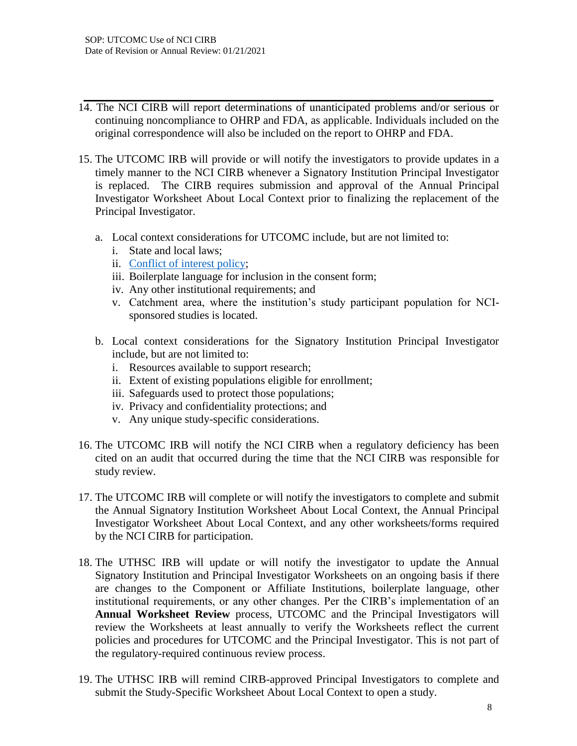14. The NCI CIRB will report determinations of unanticipated problems and/or serious or continuing noncompliance to OHRP and FDA, as applicable. Individuals included on the original correspondence will also be included on the report to OHRP and FDA.

15. The UTCOMC IRB will provide or will notify the investigators to provide updates in a timely manner to the NCI CIRB whenever a Signatory Institution Principal Investigator is replaced. The CIRB requires submission and approval of the Annual Principal Investigator Worksheet About Local Context prior to finalizing the replacement of the Principal Investigator.

    a. Local context considerations for UTCOMC include, but are not limited to:
        i. State and local laws;
        ii. Conflict of interest policy;
        iii. Boilerplate language for inclusion in the consent form;
        iv. Any other institutional requirements; and
        v. Catchment area, where the institution's study participant population for NCI-sponsored studies is located.

    b. Local context considerations for the Signatory Institution Principal Investigator include, but are not limited to:
        i. Resources available to support research;
        ii. Extent of existing populations eligible for enrollment;
        iii. Safeguards used to protect those populations;
        iv. Privacy and confidentiality protections; and
        v. Any unique study-specific considerations.

16. The UTCOMC IRB will notify the NCI CIRB when a regulatory deficiency has been cited on an audit that occurred during the time that the NCI CIRB was responsible for study review.

17. The UTCOMC IRB will complete or will notify the investigators to complete and submit the Annual Signatory Institution Worksheet About Local Context, the Annual Principal Investigator Worksheet About Local Context, and any other worksheets/forms required by the NCI CIRB for participation.

18. The UTHSC IRB will update or will notify the investigator to update the Annual Signatory Institution and Principal Investigator Worksheets on an ongoing basis if there are changes to the Component or Affiliate Institutions, boilerplate language, other institutional requirements, or any other changes. Per the CIRB's implementation of an **Annual Worksheet Review** process, UTCOMC and the Principal Investigators will review the Worksheets at least annually to verify the Worksheets reflect the current policies and procedures for UTCOMC and the Principal Investigator. This is not part of the regulatory-required continuous review process.

19. The UTHSC IRB will remind CIRB-approved Principal Investigators to complete and submit the Study-Specific Worksheet About Local Context to open a study.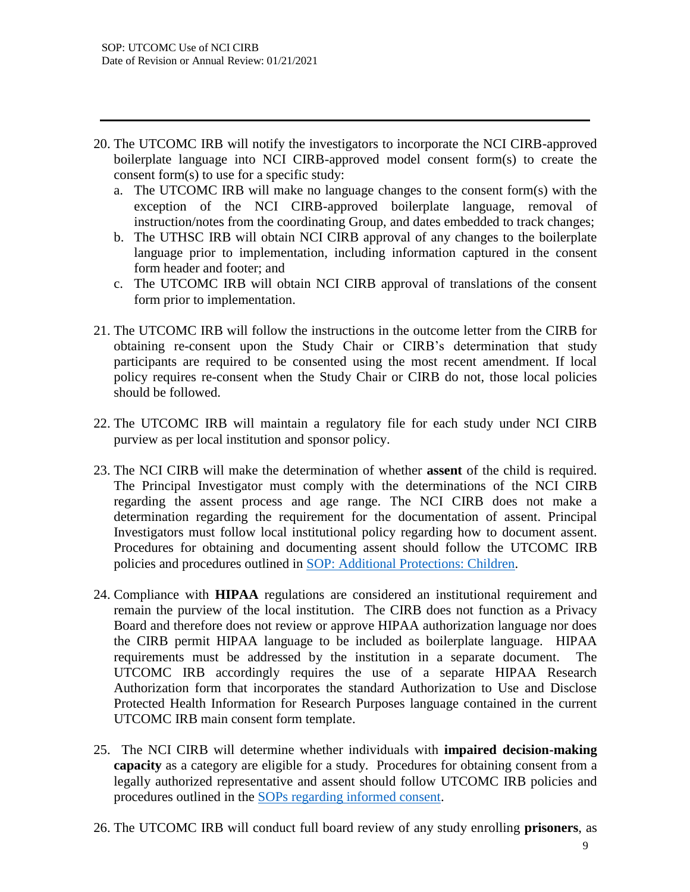20. The UTCOMC IRB will notify the investigators to incorporate the NCI CIRB-approved boilerplate language into NCI CIRB-approved model consent form(s) to create the consent form(s) to use for a specific study:
    a. The UTCOMC IRB will make no language changes to the consent form(s) with the exception of the NCI CIRB-approved boilerplate language, removal of instruction/notes from the coordinating Group, and dates embedded to track changes;
    b. The UTHSC IRB will obtain NCI CIRB approval of any changes to the boilerplate language prior to implementation, including information captured in the consent form header and footer; and
    c. The UTCOMC IRB will obtain NCI CIRB approval of translations of the consent form prior to implementation.

21. The UTCOMC IRB will follow the instructions in the outcome letter from the CIRB for obtaining re-consent upon the Study Chair or CIRB's determination that study participants are required to be consented using the most recent amendment. If local policy requires re-consent when the Study Chair or CIRB do not, those local policies should be followed.

22. The UTCOMC IRB will maintain a regulatory file for each study under NCI CIRB purview as per local institution and sponsor policy.

23. The NCI CIRB will make the determination of whether **assent** of the child is required. The Principal Investigator must comply with the determinations of the NCI CIRB regarding the assent process and age range. The NCI CIRB does not make a determination regarding the requirement for the documentation of assent. Principal Investigators must follow local institutional policy regarding how to document assent. Procedures for obtaining and documenting assent should follow the UTCOMC IRB policies and procedures outlined in SOP: Additional Protections: Children.

24. Compliance with **HIPAA** regulations are considered an institutional requirement and remain the purview of the local institution. The CIRB does not function as a Privacy Board and therefore does not review or approve HIPAA authorization language nor does the CIRB permit HIPAA language to be included as boilerplate language. HIPAA requirements must be addressed by the institution in a separate document. The UTCOMC IRB accordingly requires the use of a separate HIPAA Research Authorization form that incorporates the standard Authorization to Use and Disclose Protected Health Information for Research Purposes language contained in the current UTCOMC IRB main consent form template.

25. The NCI CIRB will determine whether individuals with **impaired decision-making capacity** as a category are eligible for a study. Procedures for obtaining consent from a legally authorized representative and assent should follow UTCOMC IRB policies and procedures outlined in the SOPs regarding informed consent.

26. The UTCOMC IRB will conduct full board review of any study enrolling **prisoners**, as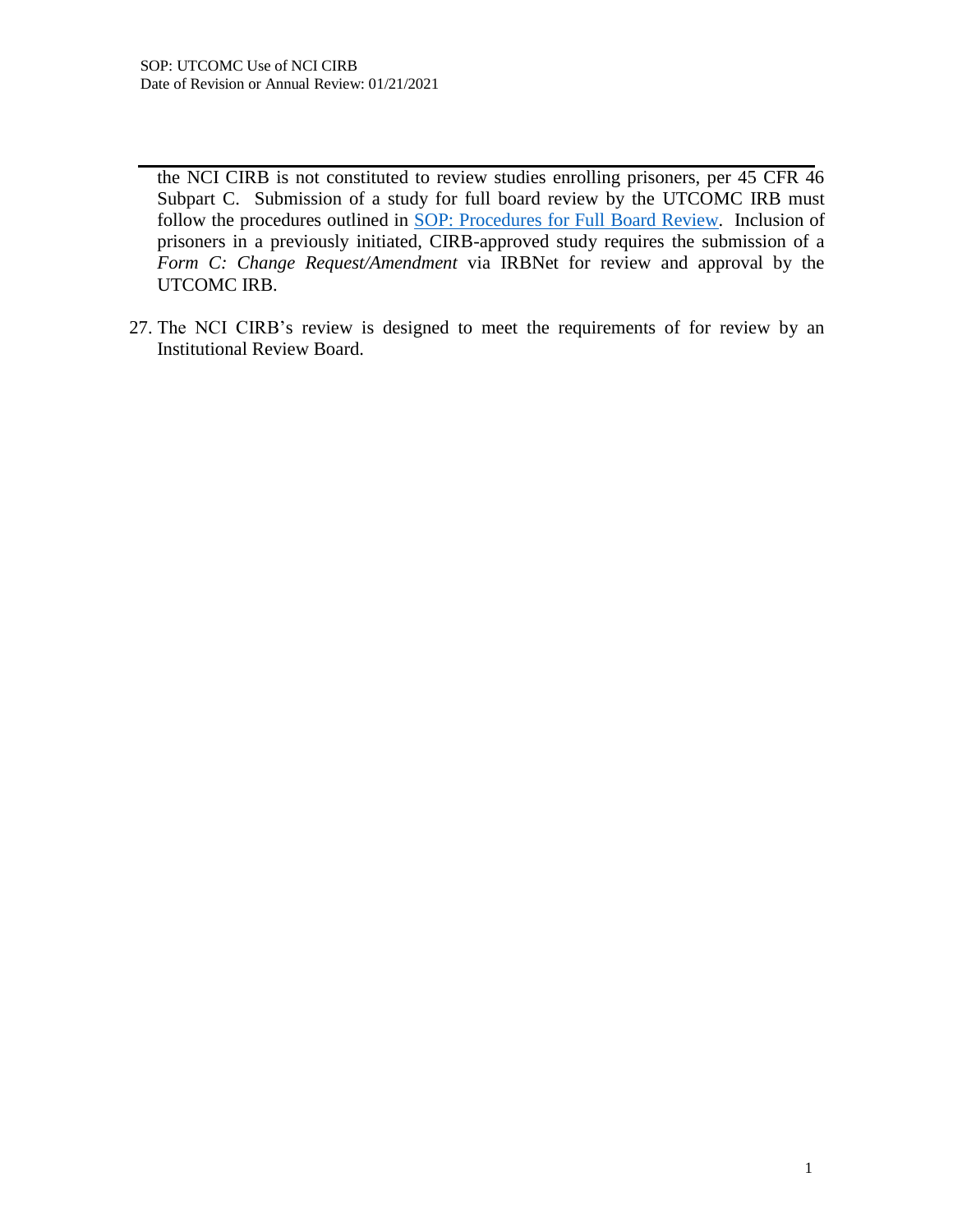the NCI CIRB is not constituted to review studies enrolling prisoners, per 45 CFR 46 Subpart C. Submission of a study for full board review by the UTCOMC IRB must follow the procedures outlined in [SOP: Procedures for Full Board Review](). Inclusion of prisoners in a previously initiated, CIRB-approved study requires the submission of a *Form C: Change Request/Amendment* via IRBNet for review and approval by the UTCOMC IRB.

27. The NCI CIRB's review is designed to meet the requirements of for review by an Institutional Review Board.